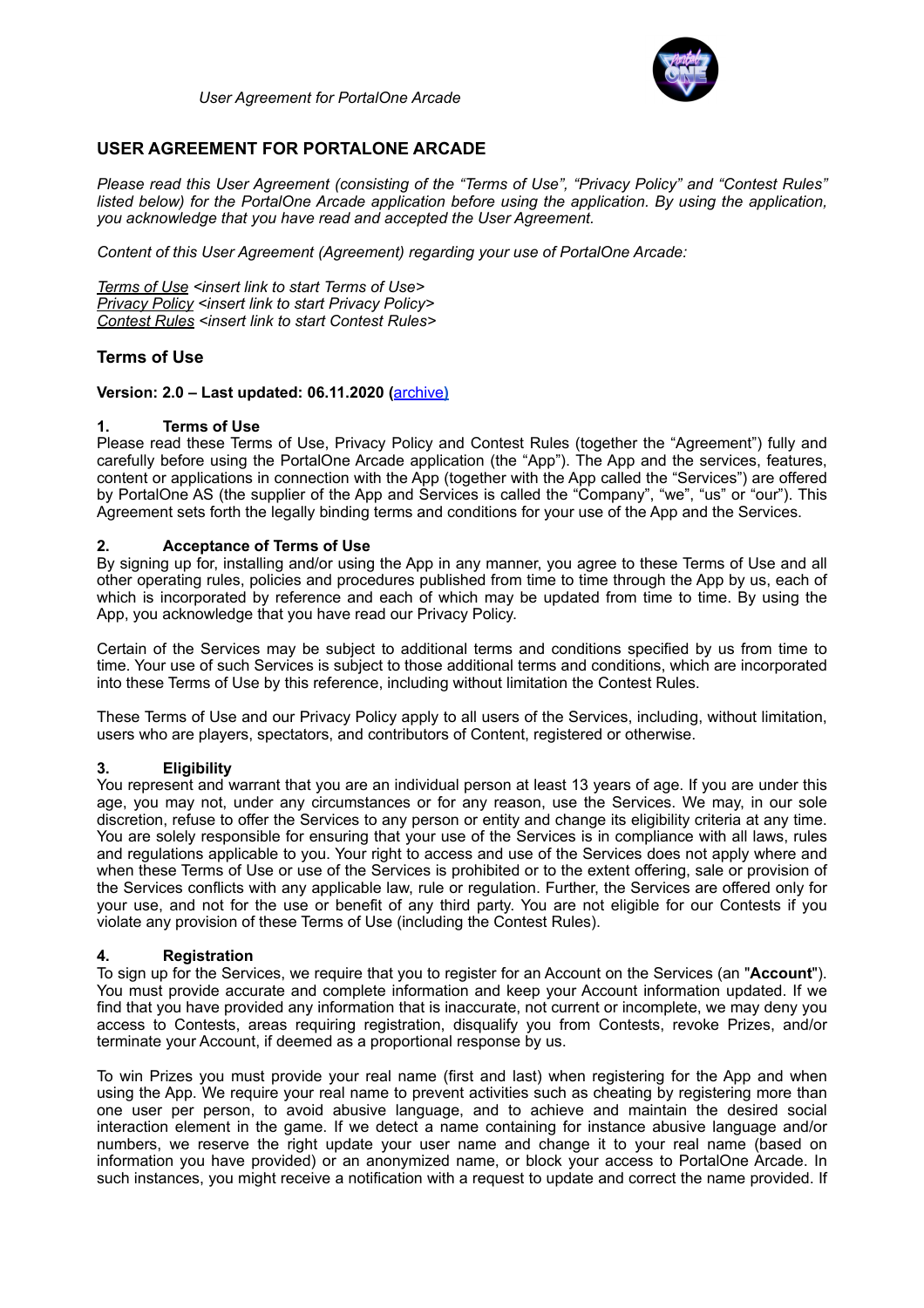# USER AGREEMENT FOR PORTALONE ARCADE

*Please read this User Agreement (consisting of the "Terms of Use", "Privacy Policy" and "Contest Rules" listed below) for the PortalOne Arcade application before using the application. By using the application, you acknowledge that you have read and accepted the User Agreement.*

*Content of this User Agreement (Agreement) regarding your use of PortalOne Arcade:*

*Terms of Use <insert link to start Terms of Use>*
*Privacy Policy <insert link to start Privacy Policy>*
*Contest Rules <insert link to start Contest Rules>*

## Terms of Use

**Version: 2.0 – Last updated: 06.11.2020 (archive)**

### 1. Terms of Use

Please read these Terms of Use, Privacy Policy and Contest Rules (together the "Agreement") fully and carefully before using the PortalOne Arcade application (the "App"). The App and the services, features, content or applications in connection with the App (together with the App called the "Services") are offered by PortalOne AS (the supplier of the App and Services is called the "Company", "we", "us" or "our"). This Agreement sets forth the legally binding terms and conditions for your use of the App and the Services.

### 2. Acceptance of Terms of Use

By signing up for, installing and/or using the App in any manner, you agree to these Terms of Use and all other operating rules, policies and procedures published from time to time through the App by us, each of which is incorporated by reference and each of which may be updated from time to time. By using the App, you acknowledge that you have read our Privacy Policy.

Certain of the Services may be subject to additional terms and conditions specified by us from time to time. Your use of such Services is subject to those additional terms and conditions, which are incorporated into these Terms of Use by this reference, including without limitation the Contest Rules.

These Terms of Use and our Privacy Policy apply to all users of the Services, including, without limitation, users who are players, spectators, and contributors of Content, registered or otherwise.

### 3. Eligibility

You represent and warrant that you are an individual person at least 13 years of age. If you are under this age, you may not, under any circumstances or for any reason, use the Services. We may, in our sole discretion, refuse to offer the Services to any person or entity and change its eligibility criteria at any time. You are solely responsible for ensuring that your use of the Services is in compliance with all laws, rules and regulations applicable to you. Your right to access and use of the Services does not apply where and when these Terms of Use or use of the Services is prohibited or to the extent offering, sale or provision of the Services conflicts with any applicable law, rule or regulation. Further, the Services are offered only for your use, and not for the use or benefit of any third party. You are not eligible for our Contests if you violate any provision of these Terms of Use (including the Contest Rules).

### 4. Registration

To sign up for the Services, we require that you to register for an Account on the Services (an "**Account**"). You must provide accurate and complete information and keep your Account information updated. If we find that you have provided any information that is inaccurate, not current or incomplete, we may deny you access to Contests, areas requiring registration, disqualify you from Contests, revoke Prizes, and/or terminate your Account, if deemed as a proportional response by us.

To win Prizes you must provide your real name (first and last) when registering for the App and when using the App. We require your real name to prevent activities such as cheating by registering more than one user per person, to avoid abusive language, and to achieve and maintain the desired social interaction element in the game. If we detect a name containing for instance abusive language and/or numbers, we reserve the right update your user name and change it to your real name (based on information you have provided) or an anonymized name, or block your access to PortalOne Arcade. In such instances, you might receive a notification with a request to update and correct the name provided. If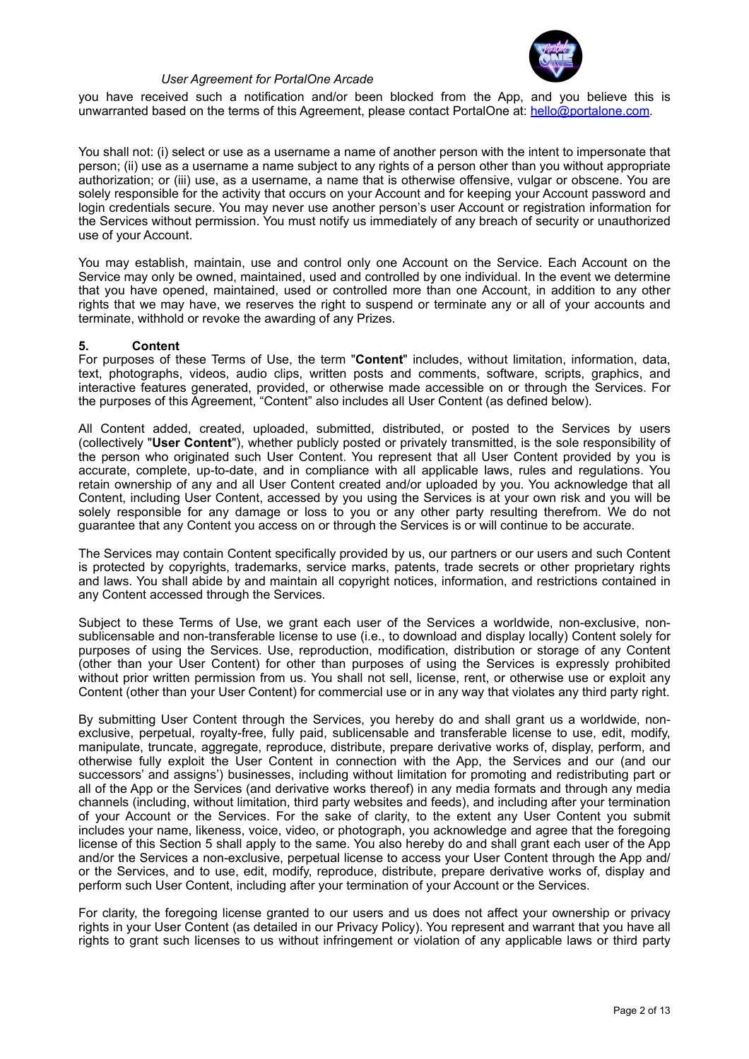you have received such a notification and/or been blocked from the App, and you believe this is unwarranted based on the terms of this Agreement, please contact PortalOne at: hello@portalone.com.

You shall not: (i) select or use as a username a name of another person with the intent to impersonate that person; (ii) use as a username a name subject to any rights of a person other than you without appropriate authorization; or (iii) use, as a username, a name that is otherwise offensive, vulgar or obscene. You are solely responsible for the activity that occurs on your Account and for keeping your Account password and login credentials secure. You may never use another person's user Account or registration information for the Services without permission. You must notify us immediately of any breach of security or unauthorized use of your Account.

You may establish, maintain, use and control only one Account on the Service. Each Account on the Service may only be owned, maintained, used and controlled by one individual. In the event we determine that you have opened, maintained, used or controlled more than one Account, in addition to any other rights that we may have, we reserves the right to suspend or terminate any or all of your accounts and terminate, withhold or revoke the awarding of any Prizes.

## 5. Content

For purposes of these Terms of Use, the term "**Content**" includes, without limitation, information, data, text, photographs, videos, audio clips, written posts and comments, software, scripts, graphics, and interactive features generated, provided, or otherwise made accessible on or through the Services. For the purposes of this Agreement, "Content" also includes all User Content (as defined below).

All Content added, created, uploaded, submitted, distributed, or posted to the Services by users (collectively "**User Content**"), whether publicly posted or privately transmitted, is the sole responsibility of the person who originated such User Content. You represent that all User Content provided by you is accurate, complete, up-to-date, and in compliance with all applicable laws, rules and regulations. You retain ownership of any and all User Content created and/or uploaded by you. You acknowledge that all Content, including User Content, accessed by you using the Services is at your own risk and you will be solely responsible for any damage or loss to you or any other party resulting therefrom. We do not guarantee that any Content you access on or through the Services is or will continue to be accurate.

The Services may contain Content specifically provided by us, our partners or our users and such Content is protected by copyrights, trademarks, service marks, patents, trade secrets or other proprietary rights and laws. You shall abide by and maintain all copyright notices, information, and restrictions contained in any Content accessed through the Services.

Subject to these Terms of Use, we grant each user of the Services a worldwide, non-exclusive, non-sublicensable and non-transferable license to use (i.e., to download and display locally) Content solely for purposes of using the Services. Use, reproduction, modification, distribution or storage of any Content (other than your User Content) for other than purposes of using the Services is expressly prohibited without prior written permission from us. You shall not sell, license, rent, or otherwise use or exploit any Content (other than your User Content) for commercial use or in any way that violates any third party right.

By submitting User Content through the Services, you hereby do and shall grant us a worldwide, non-exclusive, perpetual, royalty-free, fully paid, sublicensable and transferable license to use, edit, modify, manipulate, truncate, aggregate, reproduce, distribute, prepare derivative works of, display, perform, and otherwise fully exploit the User Content in connection with the App, the Services and our (and our successors' and assigns') businesses, including without limitation for promoting and redistributing part or all of the App or the Services (and derivative works thereof) in any media formats and through any media channels (including, without limitation, third party websites and feeds), and including after your termination of your Account or the Services. For the sake of clarity, to the extent any User Content you submit includes your name, likeness, voice, video, or photograph, you acknowledge and agree that the foregoing license of this Section 5 shall apply to the same. You also hereby do and shall grant each user of the App and/or the Services a non-exclusive, perpetual license to access your User Content through the App and/or the Services, and to use, edit, modify, reproduce, distribute, prepare derivative works of, display and perform such User Content, including after your termination of your Account or the Services.

For clarity, the foregoing license granted to our users and us does not affect your ownership or privacy rights in your User Content (as detailed in our Privacy Policy). You represent and warrant that you have all rights to grant such licenses to us without infringement or violation of any applicable laws or third party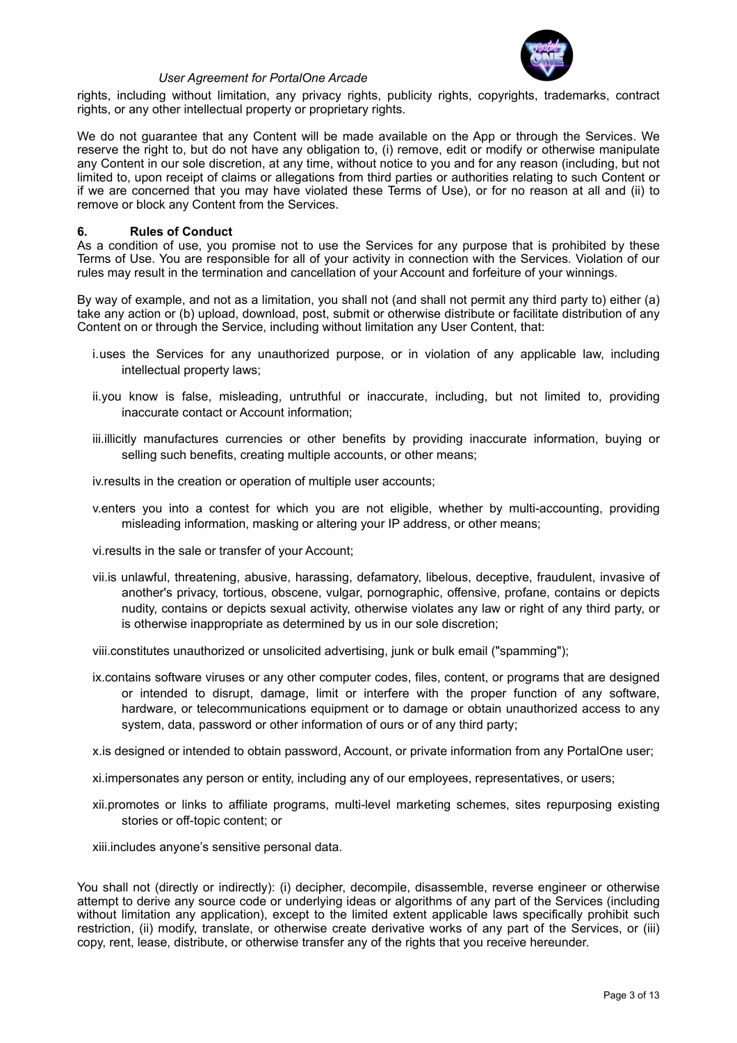rights, including without limitation, any privacy rights, publicity rights, copyrights, trademarks, contract rights, or any other intellectual property or proprietary rights.

We do not guarantee that any Content will be made available on the App or through the Services. We reserve the right to, but do not have any obligation to, (i) remove, edit or modify or otherwise manipulate any Content in our sole discretion, at any time, without notice to you and for any reason (including, but not limited to, upon receipt of claims or allegations from third parties or authorities relating to such Content or if we are concerned that you may have violated these Terms of Use), or for no reason at all and (ii) to remove or block any Content from the Services.

## 6. Rules of Conduct

As a condition of use, you promise not to use the Services for any purpose that is prohibited by these Terms of Use. You are responsible for all of your activity in connection with the Services. Violation of our rules may result in the termination and cancellation of your Account and forfeiture of your winnings.

By way of example, and not as a limitation, you shall not (and shall not permit any third party to) either (a) take any action or (b) upload, download, post, submit or otherwise distribute or facilitate distribution of any Content on or through the Service, including without limitation any User Content, that:

i. uses the Services for any unauthorized purpose, or in violation of any applicable law, including intellectual property laws;

ii. you know is false, misleading, untruthful or inaccurate, including, but not limited to, providing inaccurate contact or Account information;

iii. illicitly manufactures currencies or other benefits by providing inaccurate information, buying or selling such benefits, creating multiple accounts, or other means;

iv. results in the creation or operation of multiple user accounts;

v. enters you into a contest for which you are not eligible, whether by multi-accounting, providing misleading information, masking or altering your IP address, or other means;

vi. results in the sale or transfer of your Account;

vii. is unlawful, threatening, abusive, harassing, defamatory, libelous, deceptive, fraudulent, invasive of another's privacy, tortious, obscene, vulgar, pornographic, offensive, profane, contains or depicts nudity, contains or depicts sexual activity, otherwise violates any law or right of any third party, or is otherwise inappropriate as determined by us in our sole discretion;

viii. constitutes unauthorized or unsolicited advertising, junk or bulk email ("spamming");

ix. contains software viruses or any other computer codes, files, content, or programs that are designed or intended to disrupt, damage, limit or interfere with the proper function of any software, hardware, or telecommunications equipment or to damage or obtain unauthorized access to any system, data, password or other information of ours or of any third party;

x. is designed or intended to obtain password, Account, or private information from any PortalOne user;

xi. impersonates any person or entity, including any of our employees, representatives, or users;

xii. promotes or links to affiliate programs, multi-level marketing schemes, sites repurposing existing stories or off-topic content; or

xiii. includes anyone's sensitive personal data.

You shall not (directly or indirectly): (i) decipher, decompile, disassemble, reverse engineer or otherwise attempt to derive any source code or underlying ideas or algorithms of any part of the Services (including without limitation any application), except to the limited extent applicable laws specifically prohibit such restriction, (ii) modify, translate, or otherwise create derivative works of any part of the Services, or (iii) copy, rent, lease, distribute, or otherwise transfer any of the rights that you receive hereunder.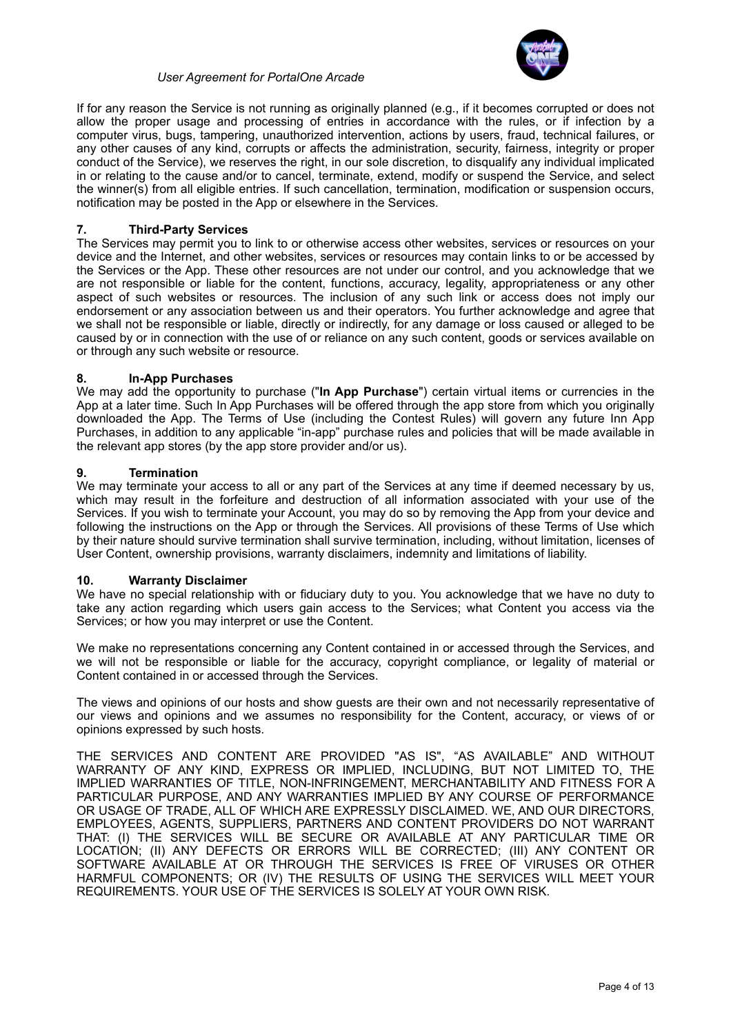If for any reason the Service is not running as originally planned (e.g., if it becomes corrupted or does not allow the proper usage and processing of entries in accordance with the rules, or if infection by a computer virus, bugs, tampering, unauthorized intervention, actions by users, fraud, technical failures, or any other causes of any kind, corrupts or affects the administration, security, fairness, integrity or proper conduct of the Service), we reserves the right, in our sole discretion, to disqualify any individual implicated in or relating to the cause and/or to cancel, terminate, extend, modify or suspend the Service, and select the winner(s) from all eligible entries. If such cancellation, termination, modification or suspension occurs, notification may be posted in the App or elsewhere in the Services.

### 7. Third-Party Services

The Services may permit you to link to or otherwise access other websites, services or resources on your device and the Internet, and other websites, services or resources may contain links to or be accessed by the Services or the App. These other resources are not under our control, and you acknowledge that we are not responsible or liable for the content, functions, accuracy, legality, appropriateness or any other aspect of such websites or resources. The inclusion of any such link or access does not imply our endorsement or any association between us and their operators. You further acknowledge and agree that we shall not be responsible or liable, directly or indirectly, for any damage or loss caused or alleged to be caused by or in connection with the use of or reliance on any such content, goods or services available on or through any such website or resource.

### 8. In-App Purchases

We may add the opportunity to purchase ("**In App Purchase**") certain virtual items or currencies in the App at a later time. Such In App Purchases will be offered through the app store from which you originally downloaded the App. The Terms of Use (including the Contest Rules) will govern any future Inn App Purchases, in addition to any applicable "in-app" purchase rules and policies that will be made available in the relevant app stores (by the app store provider and/or us).

### 9. Termination

We may terminate your access to all or any part of the Services at any time if deemed necessary by us, which may result in the forfeiture and destruction of all information associated with your use of the Services. If you wish to terminate your Account, you may do so by removing the App from your device and following the instructions on the App or through the Services. All provisions of these Terms of Use which by their nature should survive termination shall survive termination, including, without limitation, licenses of User Content, ownership provisions, warranty disclaimers, indemnity and limitations of liability.

### 10. Warranty Disclaimer

We have no special relationship with or fiduciary duty to you. You acknowledge that we have no duty to take any action regarding which users gain access to the Services; what Content you access via the Services; or how you may interpret or use the Content.

We make no representations concerning any Content contained in or accessed through the Services, and we will not be responsible or liable for the accuracy, copyright compliance, or legality of material or Content contained in or accessed through the Services.

The views and opinions of our hosts and show guests are their own and not necessarily representative of our views and opinions and we assumes no responsibility for the Content, accuracy, or views of or opinions expressed by such hosts.

THE SERVICES AND CONTENT ARE PROVIDED "AS IS", "AS AVAILABLE" AND WITHOUT WARRANTY OF ANY KIND, EXPRESS OR IMPLIED, INCLUDING, BUT NOT LIMITED TO, THE IMPLIED WARRANTIES OF TITLE, NON-INFRINGEMENT, MERCHANTABILITY AND FITNESS FOR A PARTICULAR PURPOSE, AND ANY WARRANTIES IMPLIED BY ANY COURSE OF PERFORMANCE OR USAGE OF TRADE, ALL OF WHICH ARE EXPRESSLY DISCLAIMED. WE, AND OUR DIRECTORS, EMPLOYEES, AGENTS, SUPPLIERS, PARTNERS AND CONTENT PROVIDERS DO NOT WARRANT THAT: (I) THE SERVICES WILL BE SECURE OR AVAILABLE AT ANY PARTICULAR TIME OR LOCATION; (II) ANY DEFECTS OR ERRORS WILL BE CORRECTED; (III) ANY CONTENT OR SOFTWARE AVAILABLE AT OR THROUGH THE SERVICES IS FREE OF VIRUSES OR OTHER HARMFUL COMPONENTS; OR (IV) THE RESULTS OF USING THE SERVICES WILL MEET YOUR REQUIREMENTS. YOUR USE OF THE SERVICES IS SOLELY AT YOUR OWN RISK.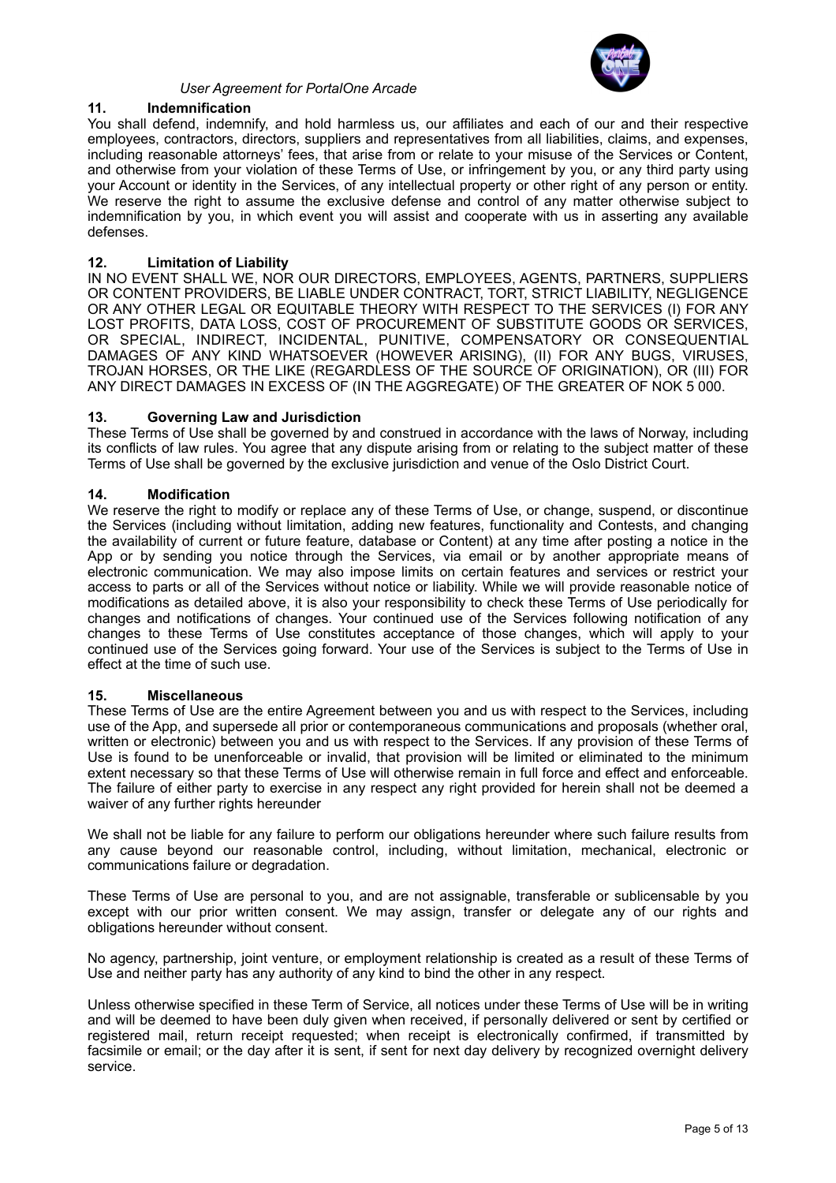## 11. Indemnification

You shall defend, indemnify, and hold harmless us, our affiliates and each of our and their respective employees, contractors, directors, suppliers and representatives from all liabilities, claims, and expenses, including reasonable attorneys' fees, that arise from or relate to your misuse of the Services or Content, and otherwise from your violation of these Terms of Use, or infringement by you, or any third party using your Account or identity in the Services, of any intellectual property or other right of any person or entity. We reserve the right to assume the exclusive defense and control of any matter otherwise subject to indemnification by you, in which event you will assist and cooperate with us in asserting any available defenses.

## 12. Limitation of Liability

IN NO EVENT SHALL WE, NOR OUR DIRECTORS, EMPLOYEES, AGENTS, PARTNERS, SUPPLIERS OR CONTENT PROVIDERS, BE LIABLE UNDER CONTRACT, TORT, STRICT LIABILITY, NEGLIGENCE OR ANY OTHER LEGAL OR EQUITABLE THEORY WITH RESPECT TO THE SERVICES (I) FOR ANY LOST PROFITS, DATA LOSS, COST OF PROCUREMENT OF SUBSTITUTE GOODS OR SERVICES, OR SPECIAL, INDIRECT, INCIDENTAL, PUNITIVE, COMPENSATORY OR CONSEQUENTIAL DAMAGES OF ANY KIND WHATSOEVER (HOWEVER ARISING), (II) FOR ANY BUGS, VIRUSES, TROJAN HORSES, OR THE LIKE (REGARDLESS OF THE SOURCE OF ORIGINATION), OR (III) FOR ANY DIRECT DAMAGES IN EXCESS OF (IN THE AGGREGATE) OF THE GREATER OF NOK 5 000.

## 13. Governing Law and Jurisdiction

These Terms of Use shall be governed by and construed in accordance with the laws of Norway, including its conflicts of law rules. You agree that any dispute arising from or relating to the subject matter of these Terms of Use shall be governed by the exclusive jurisdiction and venue of the Oslo District Court.

## 14. Modification

We reserve the right to modify or replace any of these Terms of Use, or change, suspend, or discontinue the Services (including without limitation, adding new features, functionality and Contests, and changing the availability of current or future feature, database or Content) at any time after posting a notice in the App or by sending you notice through the Services, via email or by another appropriate means of electronic communication. We may also impose limits on certain features and services or restrict your access to parts or all of the Services without notice or liability. While we will provide reasonable notice of modifications as detailed above, it is also your responsibility to check these Terms of Use periodically for changes and notifications of changes. Your continued use of the Services following notification of any changes to these Terms of Use constitutes acceptance of those changes, which will apply to your continued use of the Services going forward. Your use of the Services is subject to the Terms of Use in effect at the time of such use.

## 15. Miscellaneous

These Terms of Use are the entire Agreement between you and us with respect to the Services, including use of the App, and supersede all prior or contemporaneous communications and proposals (whether oral, written or electronic) between you and us with respect to the Services. If any provision of these Terms of Use is found to be unenforceable or invalid, that provision will be limited or eliminated to the minimum extent necessary so that these Terms of Use will otherwise remain in full force and effect and enforceable. The failure of either party to exercise in any respect any right provided for herein shall not be deemed a waiver of any further rights hereunder

We shall not be liable for any failure to perform our obligations hereunder where such failure results from any cause beyond our reasonable control, including, without limitation, mechanical, electronic or communications failure or degradation.

These Terms of Use are personal to you, and are not assignable, transferable or sublicensable by you except with our prior written consent. We may assign, transfer or delegate any of our rights and obligations hereunder without consent.

No agency, partnership, joint venture, or employment relationship is created as a result of these Terms of Use and neither party has any authority of any kind to bind the other in any respect.

Unless otherwise specified in these Term of Service, all notices under these Terms of Use will be in writing and will be deemed to have been duly given when received, if personally delivered or sent by certified or registered mail, return receipt requested; when receipt is electronically confirmed, if transmitted by facsimile or email; or the day after it is sent, if sent for next day delivery by recognized overnight delivery service.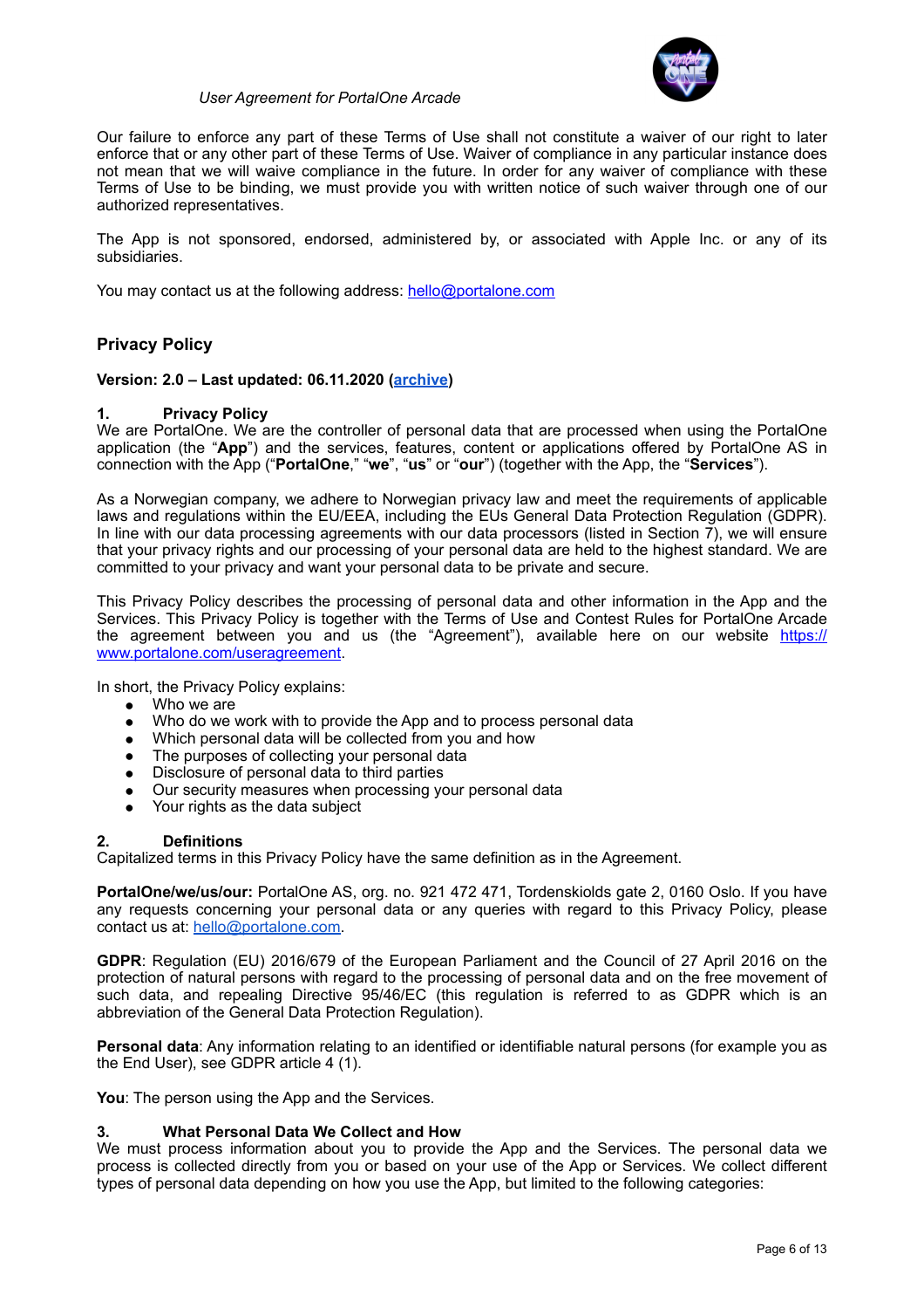Our failure to enforce any part of these Terms of Use shall not constitute a waiver of our right to later enforce that or any other part of these Terms of Use. Waiver of compliance in any particular instance does not mean that we will waive compliance in the future. In order for any waiver of compliance with these Terms of Use to be binding, we must provide you with written notice of such waiver through one of our authorized representatives.

The App is not sponsored, endorsed, administered by, or associated with Apple Inc. or any of its subsidiaries.

You may contact us at the following address: [hello@portalone.com](mailto:hello@portalone.com)

## Privacy Policy

**Version: 2.0 – Last updated: 06.11.2020 ([archive]())**

### 1. Privacy Policy

We are PortalOne. We are the controller of personal data that are processed when using the PortalOne application (the "**App**") and the services, features, content or applications offered by PortalOne AS in connection with the App ("**PortalOne**," "**we**", "**us**" or "**our**") (together with the App, the "**Services**").

As a Norwegian company, we adhere to Norwegian privacy law and meet the requirements of applicable laws and regulations within the EU/EEA, including the EUs General Data Protection Regulation (GDPR). In line with our data processing agreements with our data processors (listed in Section 7), we will ensure that your privacy rights and our processing of your personal data are held to the highest standard. We are committed to your privacy and want your personal data to be private and secure.

This Privacy Policy describes the processing of personal data and other information in the App and the Services. This Privacy Policy is together with the Terms of Use and Contest Rules for PortalOne Arcade the agreement between you and us (the "Agreement"), available here on our website [https://www.portalone.com/useragreement](https://www.portalone.com/useragreement).

In short, the Privacy Policy explains:

- Who we are
- Who do we work with to provide the App and to process personal data
- Which personal data will be collected from you and how
- The purposes of collecting your personal data
- Disclosure of personal data to third parties
- Our security measures when processing your personal data
- Your rights as the data subject

### 2. Definitions

Capitalized terms in this Privacy Policy have the same definition as in the Agreement.

**PortalOne/we/us/our:** PortalOne AS, org. no. 921 472 471, Tordenskiolds gate 2, 0160 Oslo. If you have any requests concerning your personal data or any queries with regard to this Privacy Policy, please contact us at: [hello@portalone.com](mailto:hello@portalone.com).

**GDPR**: Regulation (EU) 2016/679 of the European Parliament and the Council of 27 April 2016 on the protection of natural persons with regard to the processing of personal data and on the free movement of such data, and repealing Directive 95/46/EC (this regulation is referred to as GDPR which is an abbreviation of the General Data Protection Regulation).

**Personal data**: Any information relating to an identified or identifiable natural persons (for example you as the End User), see GDPR article 4 (1).

**You**: The person using the App and the Services.

### 3. What Personal Data We Collect and How

We must process information about you to provide the App and the Services. The personal data we process is collected directly from you or based on your use of the App or Services. We collect different types of personal data depending on how you use the App, but limited to the following categories: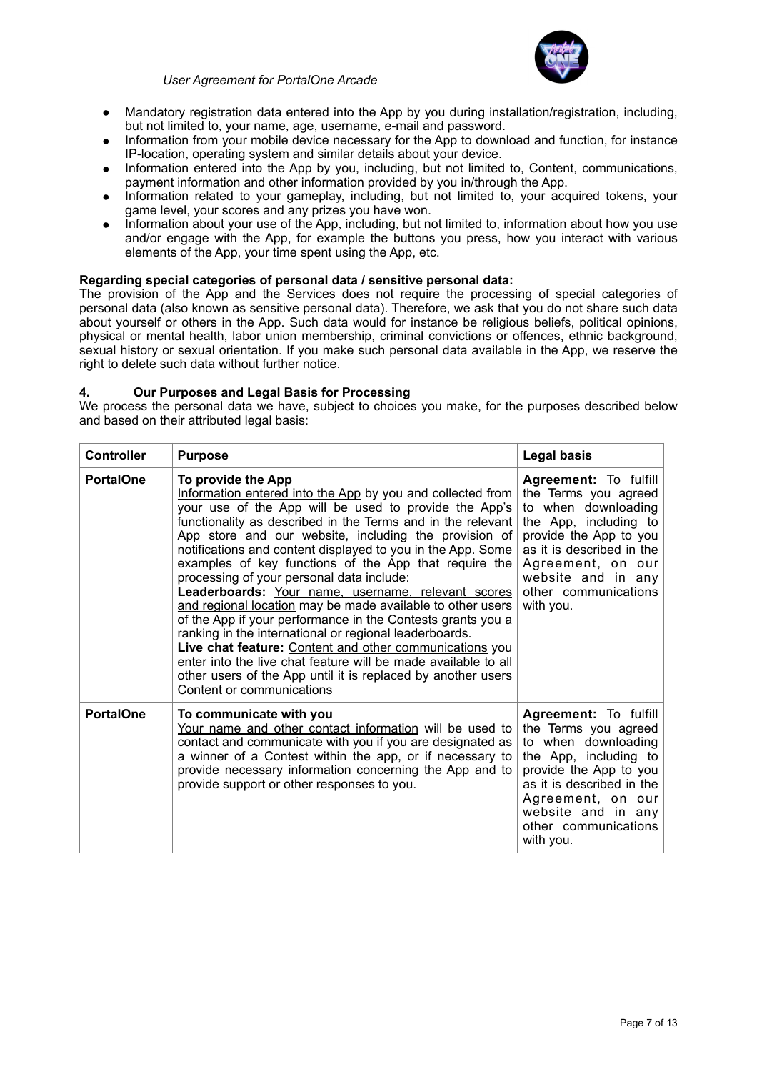- Mandatory registration data entered into the App by you during installation/registration, including, but not limited to, your name, age, username, e-mail and password.
- Information from your mobile device necessary for the App to download and function, for instance IP-location, operating system and similar details about your device.
- Information entered into the App by you, including, but not limited to, Content, communications, payment information and other information provided by you in/through the App.
- Information related to your gameplay, including, but not limited to, your acquired tokens, your game level, your scores and any prizes you have won.
- Information about your use of the App, including, but not limited to, information about how you use and/or engage with the App, for example the buttons you press, how you interact with various elements of the App, your time spent using the App, etc.

**Regarding special categories of personal data / sensitive personal data:**
The provision of the App and the Services does not require the processing of special categories of personal data (also known as sensitive personal data). Therefore, we ask that you do not share such data about yourself or others in the App. Such data would for instance be religious beliefs, political opinions, physical or mental health, labor union membership, criminal convictions or offences, ethnic background, sexual history or sexual orientation. If you make such personal data available in the App, we reserve the right to delete such data without further notice.

## 4. Our Purposes and Legal Basis for Processing

We process the personal data we have, subject to choices you make, for the purposes described below and based on their attributed legal basis:

| Controller | Purpose | Legal basis |
|---|---|---|
| **PortalOne** | **To provide the App**<br>Information entered into the App by you and collected from your use of the App will be used to provide the App's functionality as described in the Terms and in the relevant App store and our website, including the provision of notifications and content displayed to you in the App. Some examples of key functions of the App that require the processing of your personal data include:<br>**Leaderboards:** Your name, username, relevant scores and regional location may be made available to other users of the App if your performance in the Contests grants you a ranking in the international or regional leaderboards.<br>**Live chat feature:** Content and other communications you enter into the live chat feature will be made available to all other users of the App until it is replaced by another users Content or communications | **Agreement:** To fulfill the Terms you agreed to when downloading the App, including to provide the App to you as it is described in the Agreement, on our website and in any other communications with you. |
| **PortalOne** | **To communicate with you**<br>Your name and other contact information will be used to contact and communicate with you if you are designated as a winner of a Contest within the app, or if necessary to provide necessary information concerning the App and to provide support or other responses to you. | **Agreement:** To fulfill the Terms you agreed to when downloading the App, including to provide the App to you as it is described in the Agreement, on our website and in any other communications with you. |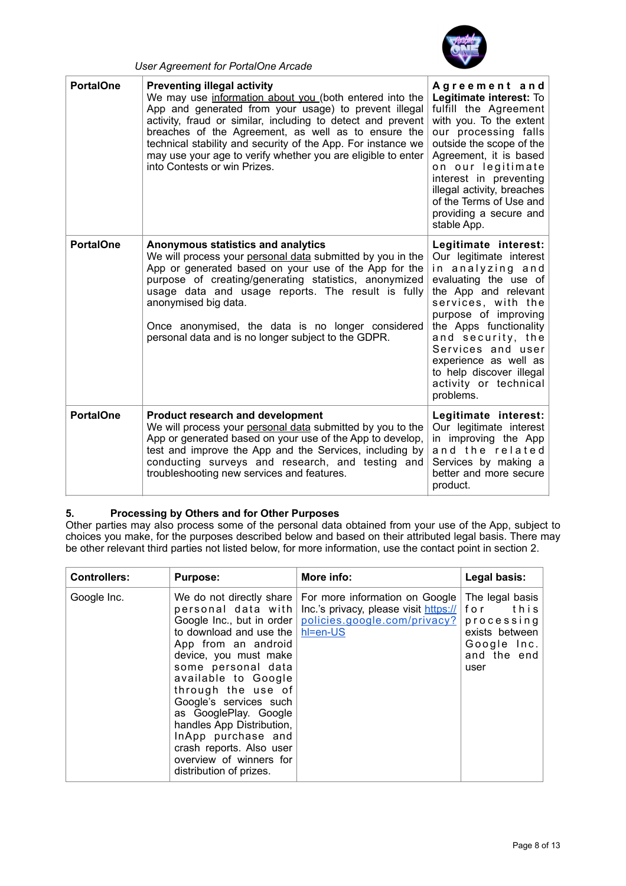| PortalOne | **Preventing illegal activity**<br>We may use information about you (both entered into the App and generated from your usage) to prevent illegal activity, fraud or similar, including to detect and prevent breaches of the Agreement, as well as to ensure the technical stability and security of the App. For instance we may use your age to verify whether you are eligible to enter into Contests or win Prizes. | **Agreement and Legitimate interest:** To fulfill the Agreement with you. To the extent our processing falls outside the scope of the Agreement, it is based on our legitimate interest in preventing illegal activity, breaches of the Terms of Use and providing a secure and stable App. |
|---|---|---|
| PortalOne | **Anonymous statistics and analytics**<br>We will process your personal data submitted by you in the App or generated based on your use of the App for the purpose of creating/generating statistics, anonymized usage data and usage reports. The result is fully anonymised big data.<br><br>Once anonymised, the data is no longer considered personal data and is no longer subject to the GDPR. | **Legitimate interest:** Our legitimate interest in analyzing and evaluating the use of the App and relevant services, with the purpose of improving the Apps functionality and security, the Services and user experience as well as to help discover illegal activity or technical problems. |
| PortalOne | **Product research and development**<br>We will process your personal data submitted by you to the App or generated based on your use of the App to develop, test and improve the App and the Services, including by conducting surveys and research, and testing and troubleshooting new services and features. | **Legitimate interest:** Our legitimate interest in improving the App and the related Services by making a better and more secure product. |

**5. Processing by Others and for Other Purposes**

Other parties may also process some of the personal data obtained from your use of the App, subject to choices you make, for the purposes described below and based on their attributed legal basis. There may be other relevant third parties not listed below, for more information, use the contact point in section 2.

| Controllers: | Purpose: | More info: | Legal basis: |
|---|---|---|---|
| Google Inc. | We do not directly share personal data with Google Inc., but in order to download and use the App from an android device, you must make some personal data available to Google through the use of Google's services such as GooglePlay. Google handles App Distribution, InApp purchase and crash reports. Also user overview of winners for distribution of prizes. | For more information on Google Inc.'s privacy, please visit https://policies.google.com/privacy?hl=en-US | The legal basis for this processing exists between Google Inc. and the end user |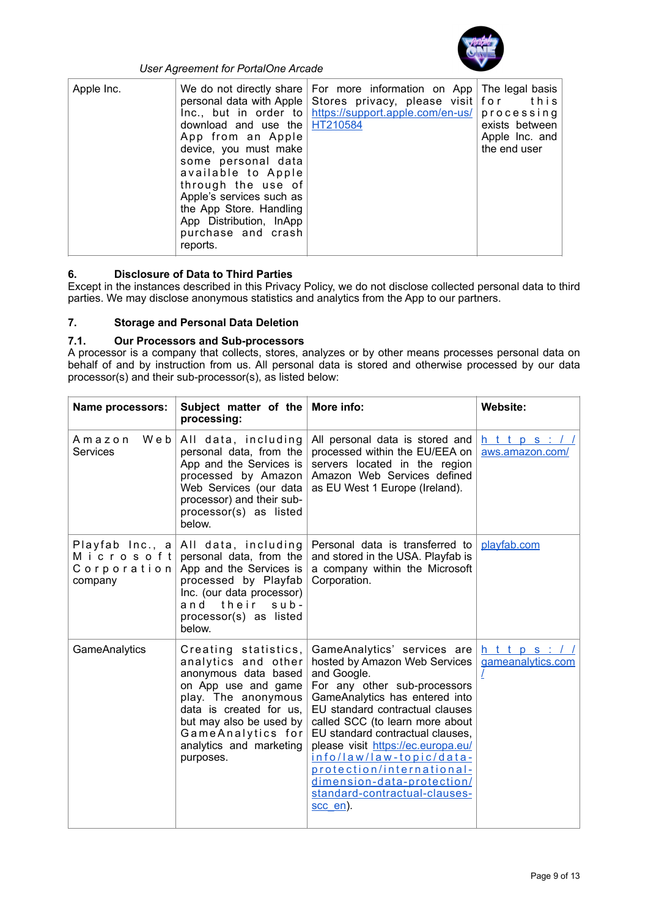| Apple Inc. | We do not directly share personal data with Apple Inc., but in order to download and use the App from an Apple device, you must make some personal data available to Apple through the use of Apple's services such as the App Store. Handling App Distribution, InApp purchase and crash reports. | For more information on App Stores privacy, please visit https://support.apple.com/en-us/HT210584 | The legal basis for this processing exists between Apple Inc. and the end user |
|---|---|---|---|

### 6. Disclosure of Data to Third Parties

Except in the instances described in this Privacy Policy, we do not disclose collected personal data to third parties. We may disclose anonymous statistics and analytics from the App to our partners.

### 7. Storage and Personal Data Deletion

#### 7.1. Our Processors and Sub-processors

A processor is a company that collects, stores, analyzes or by other means processes personal data on behalf of and by instruction from us. All personal data is stored and otherwise processed by our data processor(s) and their sub-processor(s), as listed below:

| Name processors: | Subject matter of the processing: | More info: | Website: |
|---|---|---|---|
| Amazon Web Services | All data, including personal data, from the App and the Services is processed by Amazon Web Services (our data processor) and their sub-processor(s) as listed below. | All personal data is stored and processed within the EU/EEA on servers located in the region Amazon Web Services defined as EU West 1 Europe (Ireland). | https://aws.amazon.com/ |
| Playfab Inc., a Microsoft Corporation company | All data, including personal data, from the App and the Services is processed by Playfab Inc. (our data processor) and their sub-processor(s) as listed below. | Personal data is transferred to and stored in the USA. Playfab is a company within the Microsoft Corporation. | playfab.com |
| GameAnalytics | Creating statistics, analytics and other anonymous data based on App use and game play. The anonymous data is created for us, but may also be used by GameAnalytics for analytics and marketing purposes. | GameAnalytics' services are hosted by Amazon Web Services and Google. For any other sub-processors GameAnalytics has entered into EU standard contractual clauses called SCC (to learn more about EU standard contractual clauses, please visit https://ec.europa.eu/info/law/law-topic/data-protection/international-dimension-data-protection/standard-contractual-clauses-scc_en). | https://gameanalytics.com/ |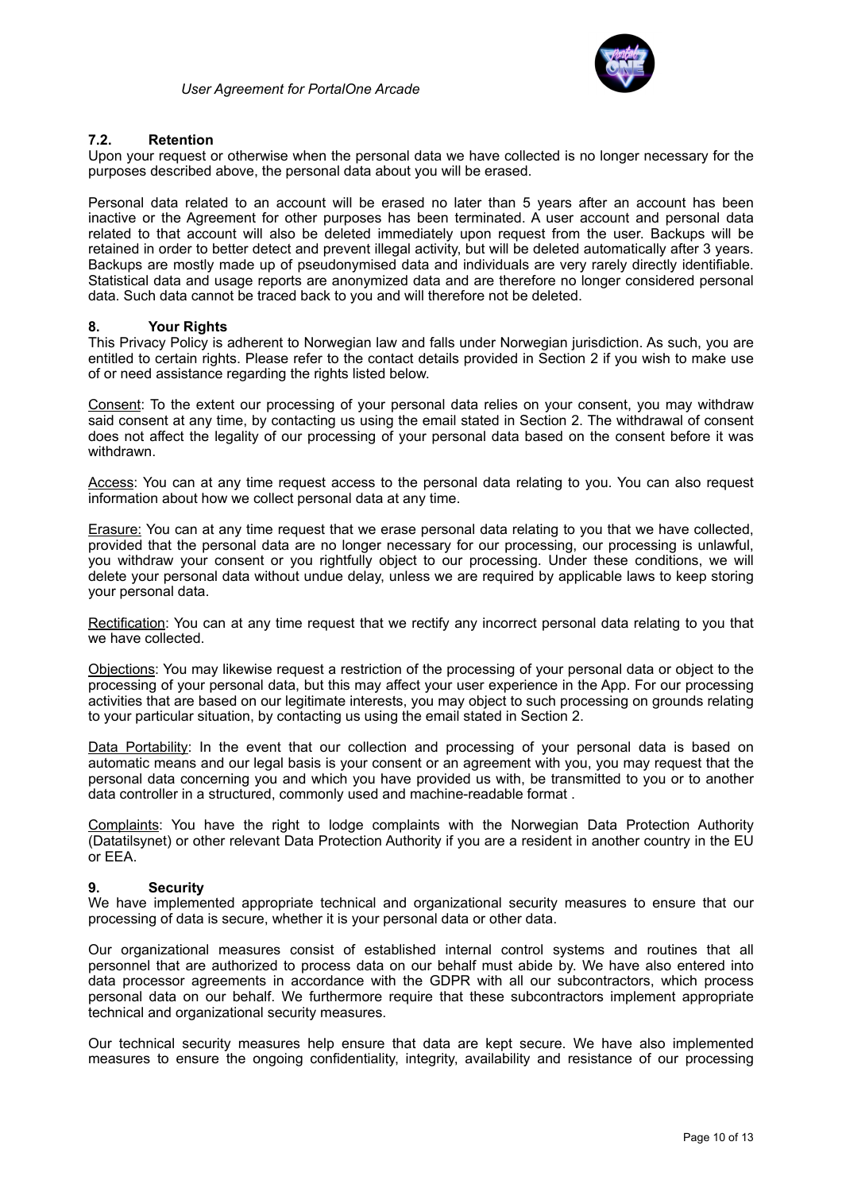### 7.2. Retention

Upon your request or otherwise when the personal data we have collected is no longer necessary for the purposes described above, the personal data about you will be erased.

Personal data related to an account will be erased no later than 5 years after an account has been inactive or the Agreement for other purposes has been terminated. A user account and personal data related to that account will also be deleted immediately upon request from the user. Backups will be retained in order to better detect and prevent illegal activity, but will be deleted automatically after 3 years. Backups are mostly made up of pseudonymised data and individuals are very rarely directly identifiable. Statistical data and usage reports are anonymized data and are therefore no longer considered personal data. Such data cannot be traced back to you and will therefore not be deleted.

## 8. Your Rights

This Privacy Policy is adherent to Norwegian law and falls under Norwegian jurisdiction. As such, you are entitled to certain rights. Please refer to the contact details provided in Section 2 if you wish to make use of or need assistance regarding the rights listed below.

Consent: To the extent our processing of your personal data relies on your consent, you may withdraw said consent at any time, by contacting us using the email stated in Section 2. The withdrawal of consent does not affect the legality of our processing of your personal data based on the consent before it was withdrawn.

Access: You can at any time request access to the personal data relating to you. You can also request information about how we collect personal data at any time.

Erasure: You can at any time request that we erase personal data relating to you that we have collected, provided that the personal data are no longer necessary for our processing, our processing is unlawful, you withdraw your consent or you rightfully object to our processing. Under these conditions, we will delete your personal data without undue delay, unless we are required by applicable laws to keep storing your personal data.

Rectification: You can at any time request that we rectify any incorrect personal data relating to you that we have collected.

Objections: You may likewise request a restriction of the processing of your personal data or object to the processing of your personal data, but this may affect your user experience in the App. For our processing activities that are based on our legitimate interests, you may object to such processing on grounds relating to your particular situation, by contacting us using the email stated in Section 2.

Data Portability: In the event that our collection and processing of your personal data is based on automatic means and our legal basis is your consent or an agreement with you, you may request that the personal data concerning you and which you have provided us with, be transmitted to you or to another data controller in a structured, commonly used and machine-readable format .

Complaints: You have the right to lodge complaints with the Norwegian Data Protection Authority (Datatilsynet) or other relevant Data Protection Authority if you are a resident in another country in the EU or EEA.

## 9. Security

We have implemented appropriate technical and organizational security measures to ensure that our processing of data is secure, whether it is your personal data or other data.

Our organizational measures consist of established internal control systems and routines that all personnel that are authorized to process data on our behalf must abide by. We have also entered into data processor agreements in accordance with the GDPR with all our subcontractors, which process personal data on our behalf. We furthermore require that these subcontractors implement appropriate technical and organizational security measures.

Our technical security measures help ensure that data are kept secure. We have also implemented measures to ensure the ongoing confidentiality, integrity, availability and resistance of our processing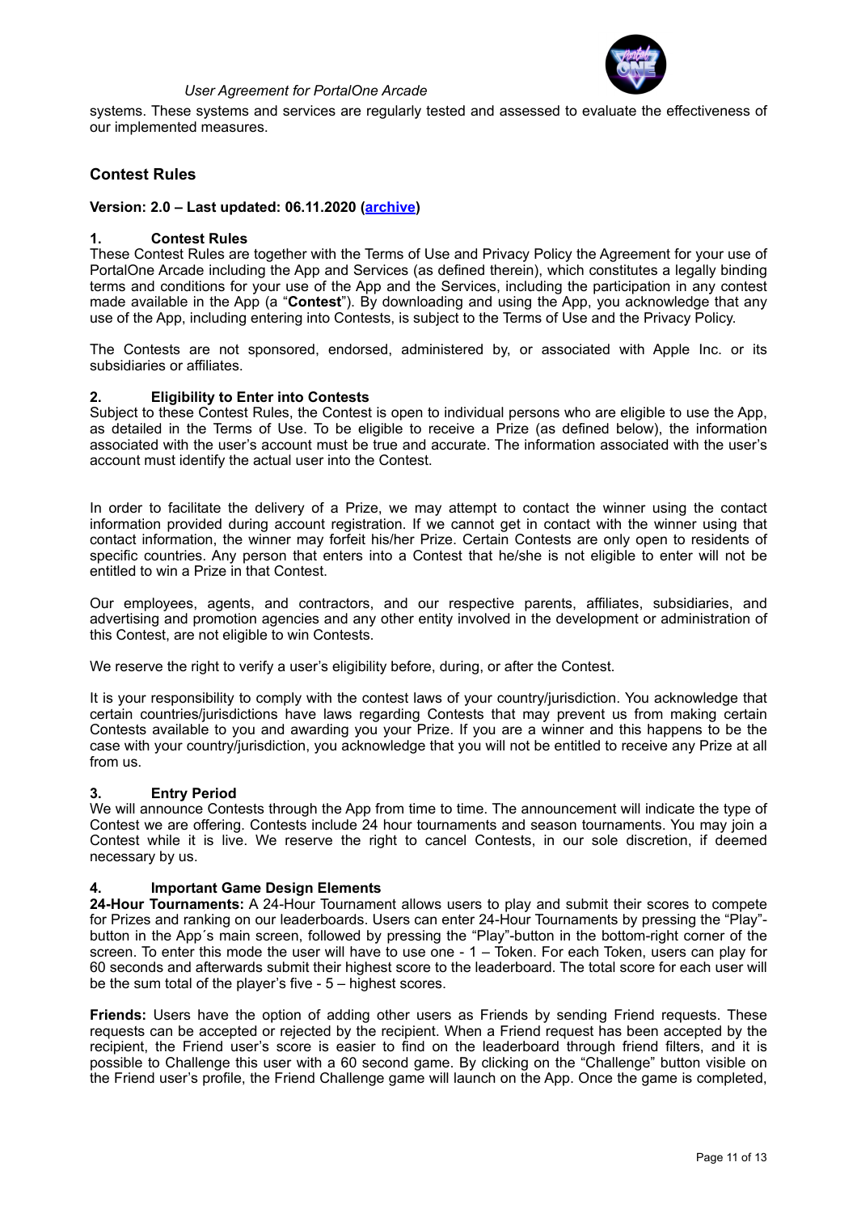systems. These systems and services are regularly tested and assessed to evaluate the effectiveness of our implemented measures.

## Contest Rules

**Version: 2.0 – Last updated: 06.11.2020 (archive)**

### 1. Contest Rules

These Contest Rules are together with the Terms of Use and Privacy Policy the Agreement for your use of PortalOne Arcade including the App and Services (as defined therein), which constitutes a legally binding terms and conditions for your use of the App and the Services, including the participation in any contest made available in the App (a "**Contest**"). By downloading and using the App, you acknowledge that any use of the App, including entering into Contests, is subject to the Terms of Use and the Privacy Policy.

The Contests are not sponsored, endorsed, administered by, or associated with Apple Inc. or its subsidiaries or affiliates.

### 2. Eligibility to Enter into Contests

Subject to these Contest Rules, the Contest is open to individual persons who are eligible to use the App, as detailed in the Terms of Use. To be eligible to receive a Prize (as defined below), the information associated with the user's account must be true and accurate. The information associated with the user's account must identify the actual user into the Contest.

In order to facilitate the delivery of a Prize, we may attempt to contact the winner using the contact information provided during account registration. If we cannot get in contact with the winner using that contact information, the winner may forfeit his/her Prize. Certain Contests are only open to residents of specific countries. Any person that enters into a Contest that he/she is not eligible to enter will not be entitled to win a Prize in that Contest.

Our employees, agents, and contractors, and our respective parents, affiliates, subsidiaries, and advertising and promotion agencies and any other entity involved in the development or administration of this Contest, are not eligible to win Contests.

We reserve the right to verify a user's eligibility before, during, or after the Contest.

It is your responsibility to comply with the contest laws of your country/jurisdiction. You acknowledge that certain countries/jurisdictions have laws regarding Contests that may prevent us from making certain Contests available to you and awarding you your Prize. If you are a winner and this happens to be the case with your country/jurisdiction, you acknowledge that you will not be entitled to receive any Prize at all from us.

### 3. Entry Period

We will announce Contests through the App from time to time. The announcement will indicate the type of Contest we are offering. Contests include 24 hour tournaments and season tournaments. You may join a Contest while it is live. We reserve the right to cancel Contests, in our sole discretion, if deemed necessary by us.

### 4. Important Game Design Elements

**24-Hour Tournaments:** A 24-Hour Tournament allows users to play and submit their scores to compete for Prizes and ranking on our leaderboards. Users can enter 24-Hour Tournaments by pressing the "Play"-button in the App´s main screen, followed by pressing the "Play"-button in the bottom-right corner of the screen. To enter this mode the user will have to use one - 1 – Token. For each Token, users can play for 60 seconds and afterwards submit their highest score to the leaderboard. The total score for each user will be the sum total of the player's five - 5 – highest scores.

**Friends:** Users have the option of adding other users as Friends by sending Friend requests. These requests can be accepted or rejected by the recipient. When a Friend request has been accepted by the recipient, the Friend user's score is easier to find on the leaderboard through friend filters, and it is possible to Challenge this user with a 60 second game. By clicking on the "Challenge" button visible on the Friend user's profile, the Friend Challenge game will launch on the App. Once the game is completed,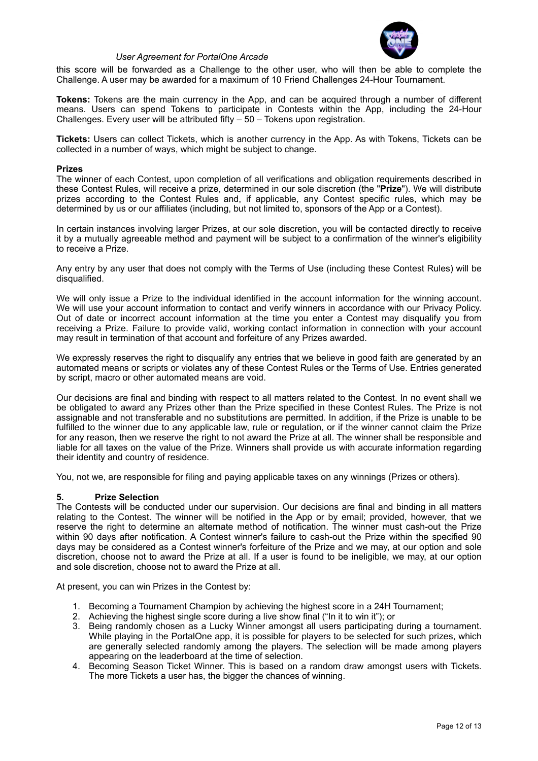this score will be forwarded as a Challenge to the other user, who will then be able to complete the Challenge. A user may be awarded for a maximum of 10 Friend Challenges 24-Hour Tournament.

**Tokens:** Tokens are the main currency in the App, and can be acquired through a number of different means. Users can spend Tokens to participate in Contests within the App, including the 24-Hour Challenges. Every user will be attributed fifty – 50 – Tokens upon registration.

**Tickets:** Users can collect Tickets, which is another currency in the App. As with Tokens, Tickets can be collected in a number of ways, which might be subject to change.

**Prizes**

The winner of each Contest, upon completion of all verifications and obligation requirements described in these Contest Rules, will receive a prize, determined in our sole discretion (the "**Prize**"). We will distribute prizes according to the Contest Rules and, if applicable, any Contest specific rules, which may be determined by us or our affiliates (including, but not limited to, sponsors of the App or a Contest).

In certain instances involving larger Prizes, at our sole discretion, you will be contacted directly to receive it by a mutually agreeable method and payment will be subject to a confirmation of the winner's eligibility to receive a Prize.

Any entry by any user that does not comply with the Terms of Use (including these Contest Rules) will be disqualified.

We will only issue a Prize to the individual identified in the account information for the winning account. We will use your account information to contact and verify winners in accordance with our Privacy Policy. Out of date or incorrect account information at the time you enter a Contest may disqualify you from receiving a Prize. Failure to provide valid, working contact information in connection with your account may result in termination of that account and forfeiture of any Prizes awarded.

We expressly reserves the right to disqualify any entries that we believe in good faith are generated by an automated means or scripts or violates any of these Contest Rules or the Terms of Use. Entries generated by script, macro or other automated means are void.

Our decisions are final and binding with respect to all matters related to the Contest. In no event shall we be obligated to award any Prizes other than the Prize specified in these Contest Rules. The Prize is not assignable and not transferable and no substitutions are permitted. In addition, if the Prize is unable to be fulfilled to the winner due to any applicable law, rule or regulation, or if the winner cannot claim the Prize for any reason, then we reserve the right to not award the Prize at all. The winner shall be responsible and liable for all taxes on the value of the Prize. Winners shall provide us with accurate information regarding their identity and country of residence.

You, not we, are responsible for filing and paying applicable taxes on any winnings (Prizes or others).

### 5. Prize Selection

The Contests will be conducted under our supervision. Our decisions are final and binding in all matters relating to the Contest. The winner will be notified in the App or by email; provided, however, that we reserve the right to determine an alternate method of notification. The winner must cash-out the Prize within 90 days after notification. A Contest winner's failure to cash-out the Prize within the specified 90 days may be considered as a Contest winner's forfeiture of the Prize and we may, at our option and sole discretion, choose not to award the Prize at all. If a user is found to be ineligible, we may, at our option and sole discretion, choose not to award the Prize at all.

At present, you can win Prizes in the Contest by:

1. Becoming a Tournament Champion by achieving the highest score in a 24H Tournament;
2. Achieving the highest single score during a live show final ("In it to win it"); or
3. Being randomly chosen as a Lucky Winner amongst all users participating during a tournament. While playing in the PortalOne app, it is possible for players to be selected for such prizes, which are generally selected randomly among the players. The selection will be made among players appearing on the leaderboard at the time of selection.
4. Becoming Season Ticket Winner. This is based on a random draw amongst users with Tickets. The more Tickets a user has, the bigger the chances of winning.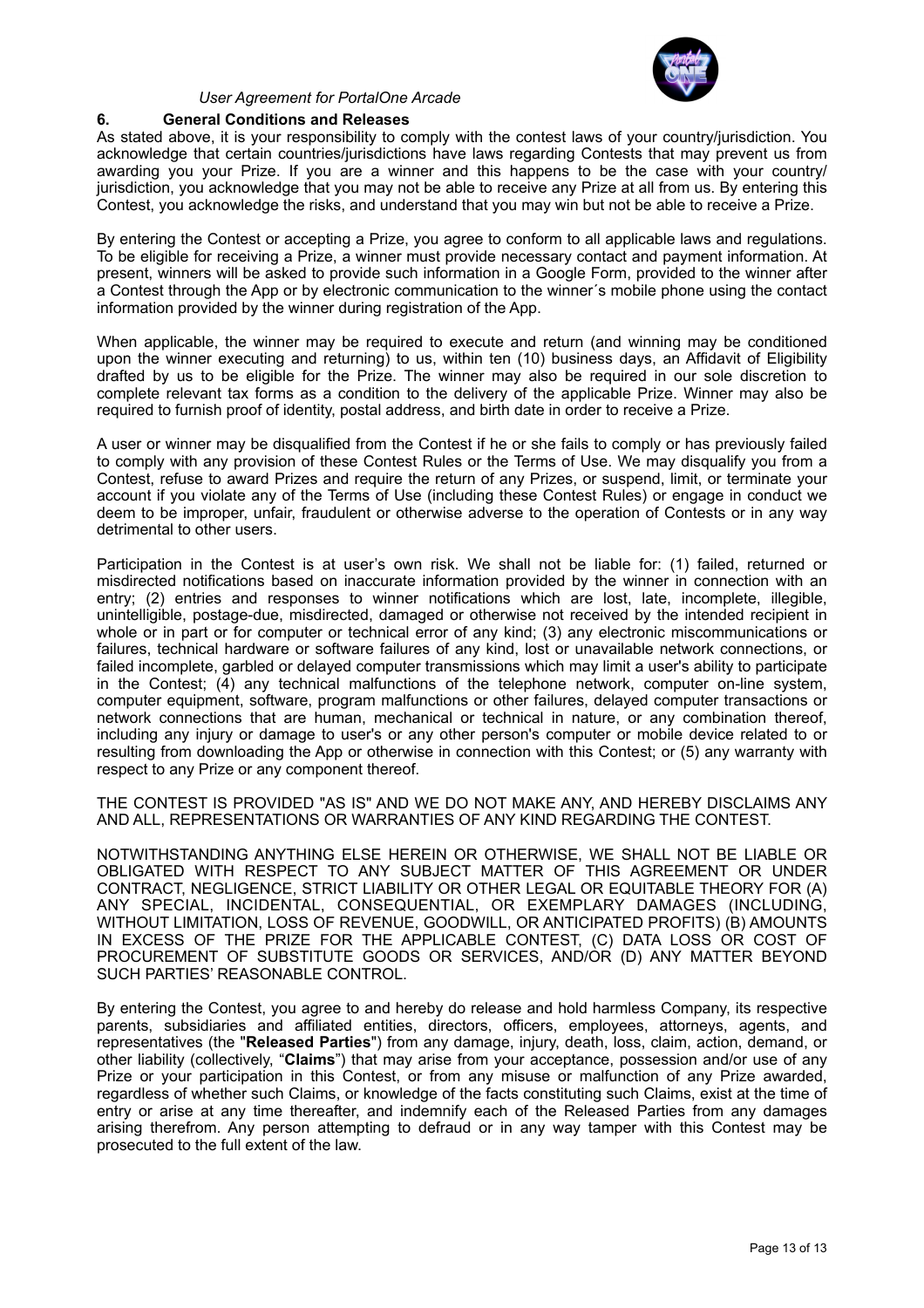## 6. General Conditions and Releases

As stated above, it is your responsibility to comply with the contest laws of your country/jurisdiction. You acknowledge that certain countries/jurisdictions have laws regarding Contests that may prevent us from awarding you your Prize. If you are a winner and this happens to be the case with your country/ jurisdiction, you acknowledge that you may not be able to receive any Prize at all from us. By entering this Contest, you acknowledge the risks, and understand that you may win but not be able to receive a Prize.

By entering the Contest or accepting a Prize, you agree to conform to all applicable laws and regulations. To be eligible for receiving a Prize, a winner must provide necessary contact and payment information. At present, winners will be asked to provide such information in a Google Form, provided to the winner after a Contest through the App or by electronic communication to the winner´s mobile phone using the contact information provided by the winner during registration of the App.

When applicable, the winner may be required to execute and return (and winning may be conditioned upon the winner executing and returning) to us, within ten (10) business days, an Affidavit of Eligibility drafted by us to be eligible for the Prize. The winner may also be required in our sole discretion to complete relevant tax forms as a condition to the delivery of the applicable Prize. Winner may also be required to furnish proof of identity, postal address, and birth date in order to receive a Prize.

A user or winner may be disqualified from the Contest if he or she fails to comply or has previously failed to comply with any provision of these Contest Rules or the Terms of Use. We may disqualify you from a Contest, refuse to award Prizes and require the return of any Prizes, or suspend, limit, or terminate your account if you violate any of the Terms of Use (including these Contest Rules) or engage in conduct we deem to be improper, unfair, fraudulent or otherwise adverse to the operation of Contests or in any way detrimental to other users.

Participation in the Contest is at user's own risk. We shall not be liable for: (1) failed, returned or misdirected notifications based on inaccurate information provided by the winner in connection with an entry; (2) entries and responses to winner notifications which are lost, late, incomplete, illegible, unintelligible, postage-due, misdirected, damaged or otherwise not received by the intended recipient in whole or in part or for computer or technical error of any kind; (3) any electronic miscommunications or failures, technical hardware or software failures of any kind, lost or unavailable network connections, or failed incomplete, garbled or delayed computer transmissions which may limit a user's ability to participate in the Contest; (4) any technical malfunctions of the telephone network, computer on-line system, computer equipment, software, program malfunctions or other failures, delayed computer transactions or network connections that are human, mechanical or technical in nature, or any combination thereof, including any injury or damage to user's or any other person's computer or mobile device related to or resulting from downloading the App or otherwise in connection with this Contest; or (5) any warranty with respect to any Prize or any component thereof.

THE CONTEST IS PROVIDED "AS IS" AND WE DO NOT MAKE ANY, AND HEREBY DISCLAIMS ANY AND ALL, REPRESENTATIONS OR WARRANTIES OF ANY KIND REGARDING THE CONTEST.

NOTWITHSTANDING ANYTHING ELSE HEREIN OR OTHERWISE, WE SHALL NOT BE LIABLE OR OBLIGATED WITH RESPECT TO ANY SUBJECT MATTER OF THIS AGREEMENT OR UNDER CONTRACT, NEGLIGENCE, STRICT LIABILITY OR OTHER LEGAL OR EQUITABLE THEORY FOR (A) ANY SPECIAL, INCIDENTAL, CONSEQUENTIAL, OR EXEMPLARY DAMAGES (INCLUDING, WITHOUT LIMITATION, LOSS OF REVENUE, GOODWILL, OR ANTICIPATED PROFITS) (B) AMOUNTS IN EXCESS OF THE PRIZE FOR THE APPLICABLE CONTEST, (C) DATA LOSS OR COST OF PROCUREMENT OF SUBSTITUTE GOODS OR SERVICES, AND/OR (D) ANY MATTER BEYOND SUCH PARTIES' REASONABLE CONTROL.

By entering the Contest, you agree to and hereby do release and hold harmless Company, its respective parents, subsidiaries and affiliated entities, directors, officers, employees, attorneys, agents, and representatives (the "**Released Parties**") from any damage, injury, death, loss, claim, action, demand, or other liability (collectively, "**Claims**") that may arise from your acceptance, possession and/or use of any Prize or your participation in this Contest, or from any misuse or malfunction of any Prize awarded, regardless of whether such Claims, or knowledge of the facts constituting such Claims, exist at the time of entry or arise at any time thereafter, and indemnify each of the Released Parties from any damages arising therefrom. Any person attempting to defraud or in any way tamper with this Contest may be prosecuted to the full extent of the law.